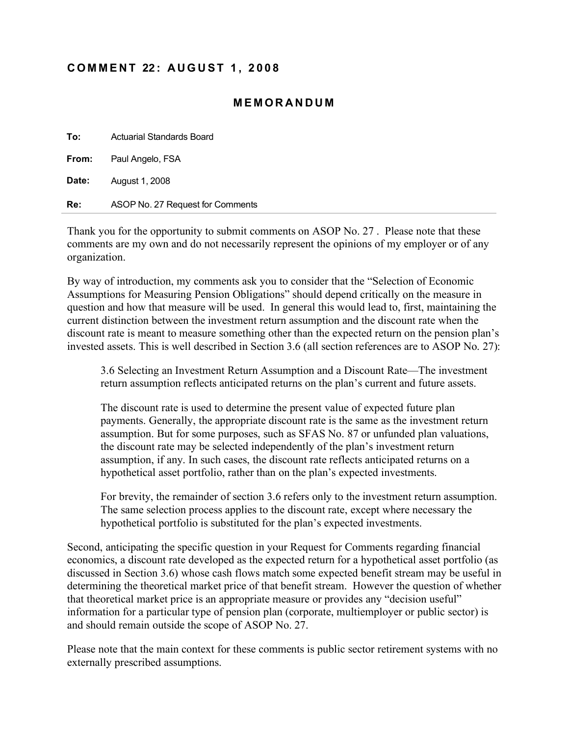## COMMENT 22: AUGUST 1, 2008

### MEMORANDUM

**To:** Actuarial Standards Board

**From:** Paul Angelo, FSA

**Date:** August 1, 2008

**Re:** ASOP No. 27 Request for Comments

---

Thank you for the opportunity to submit comments on ASOP No. 27 . Please note that these comments are my own and do not necessarily represent the opinions of my employer or of any organization.

By way of introduction, my comments ask you to consider that the "Selection of Economic Assumptions for Measuring Pension Obligations" should depend critically on the measure in question and how that measure will be used. In general this would lead to, first, maintaining the current distinction between the investment return assumption and the discount rate when the discount rate is meant to measure something other than the expected return on the pension plan's invested assets. This is well described in Section 3.6 (all section references are to ASOP No. 27):

> 3.6 Selecting an Investment Return Assumption and a Discount Rate—The investment return assumption reflects anticipated returns on the plan's current and future assets.
>
> The discount rate is used to determine the present value of expected future plan payments. Generally, the appropriate discount rate is the same as the investment return assumption. But for some purposes, such as SFAS No. 87 or unfunded plan valuations, the discount rate may be selected independently of the plan's investment return assumption, if any. In such cases, the discount rate reflects anticipated returns on a hypothetical asset portfolio, rather than on the plan's expected investments.
>
> For brevity, the remainder of section 3.6 refers only to the investment return assumption. The same selection process applies to the discount rate, except where necessary the hypothetical portfolio is substituted for the plan's expected investments.

Second, anticipating the specific question in your Request for Comments regarding financial economics, a discount rate developed as the expected return for a hypothetical asset portfolio (as discussed in Section 3.6) whose cash flows match some expected benefit stream may be useful in determining the theoretical market price of that benefit stream. However the question of whether that theoretical market price is an appropriate measure or provides any "decision useful" information for a particular type of pension plan (corporate, multiemployer or public sector) is and should remain outside the scope of ASOP No. 27.

Please note that the main context for these comments is public sector retirement systems with no externally prescribed assumptions.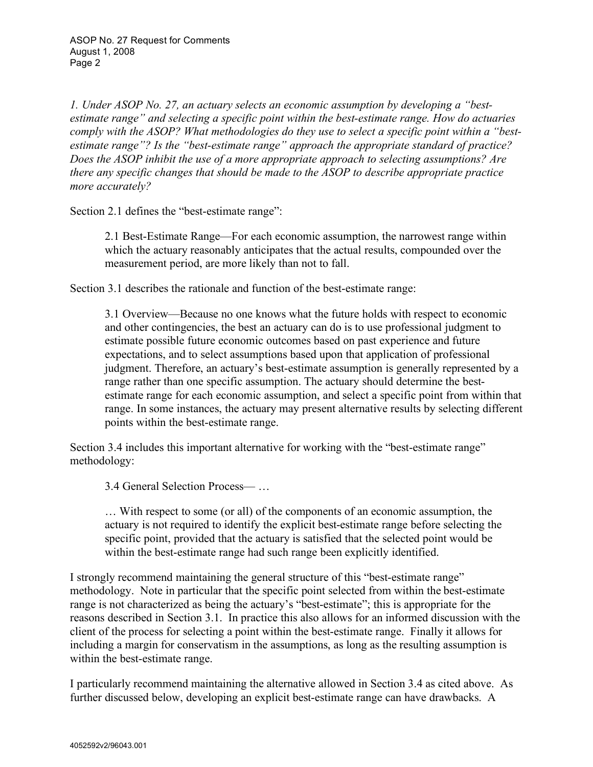*1. Under ASOP No. 27, an actuary selects an economic assumption by developing a "best-estimate range" and selecting a specific point within the best-estimate range. How do actuaries comply with the ASOP? What methodologies do they use to select a specific point within a "best-estimate range"? Is the "best-estimate range" approach the appropriate standard of practice? Does the ASOP inhibit the use of a more appropriate approach to selecting assumptions? Are there any specific changes that should be made to the ASOP to describe appropriate practice more accurately?*

Section 2.1 defines the "best-estimate range":

> 2.1 Best-Estimate Range—For each economic assumption, the narrowest range within which the actuary reasonably anticipates that the actual results, compounded over the measurement period, are more likely than not to fall.

Section 3.1 describes the rationale and function of the best-estimate range:

> 3.1 Overview—Because no one knows what the future holds with respect to economic and other contingencies, the best an actuary can do is to use professional judgment to estimate possible future economic outcomes based on past experience and future expectations, and to select assumptions based upon that application of professional judgment. Therefore, an actuary's best-estimate assumption is generally represented by a range rather than one specific assumption. The actuary should determine the best-estimate range for each economic assumption, and select a specific point from within that range. In some instances, the actuary may present alternative results by selecting different points within the best-estimate range.

Section 3.4 includes this important alternative for working with the "best-estimate range" methodology:

> 3.4 General Selection Process— …
>
> … With respect to some (or all) of the components of an economic assumption, the actuary is not required to identify the explicit best-estimate range before selecting the specific point, provided that the actuary is satisfied that the selected point would be within the best-estimate range had such range been explicitly identified.

I strongly recommend maintaining the general structure of this "best-estimate range" methodology. Note in particular that the specific point selected from within the best-estimate range is not characterized as being the actuary's "best-estimate"; this is appropriate for the reasons described in Section 3.1. In practice this also allows for an informed discussion with the client of the process for selecting a point within the best-estimate range. Finally it allows for including a margin for conservatism in the assumptions, as long as the resulting assumption is within the best-estimate range.

I particularly recommend maintaining the alternative allowed in Section 3.4 as cited above. As further discussed below, developing an explicit best-estimate range can have drawbacks. A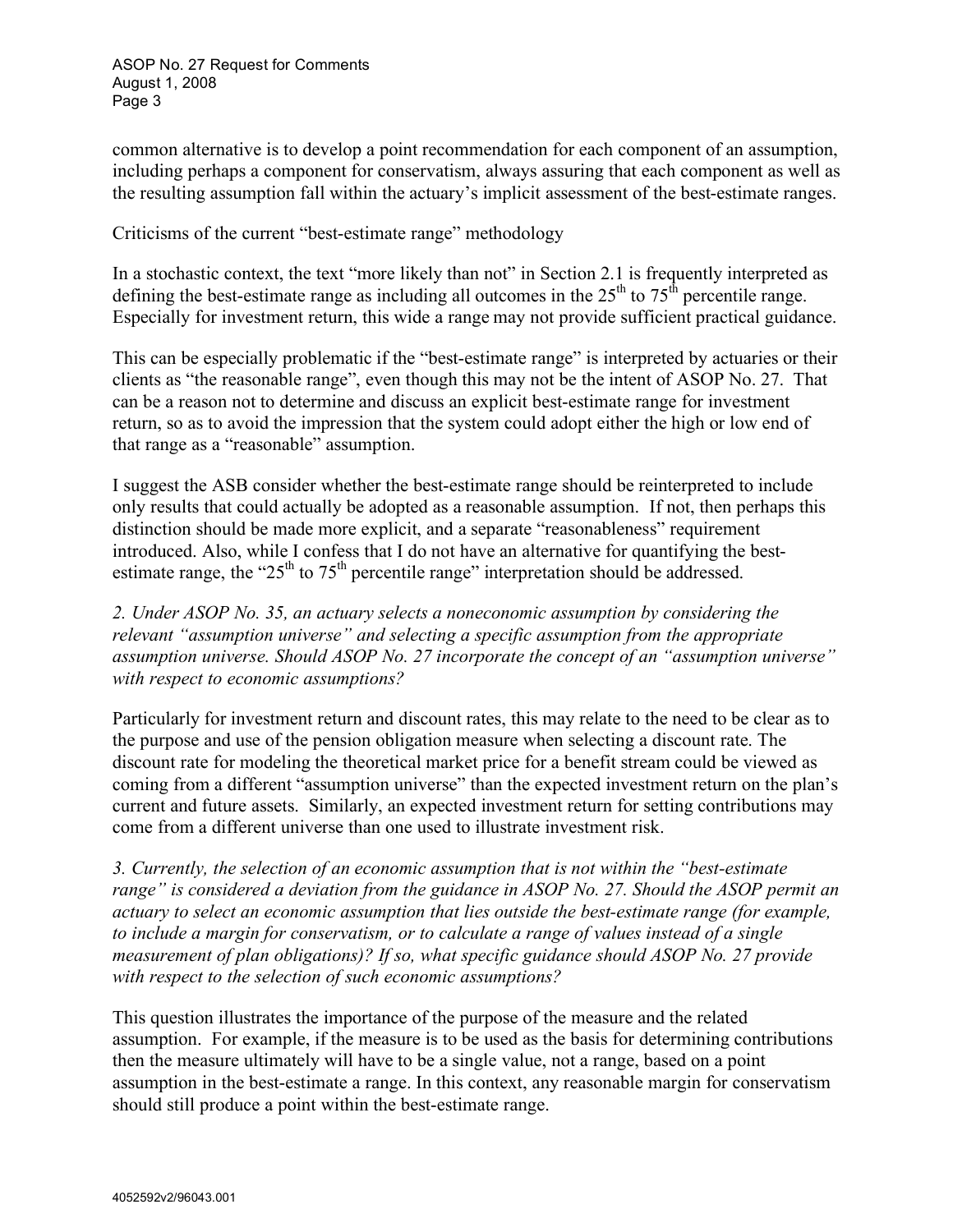common alternative is to develop a point recommendation for each component of an assumption, including perhaps a component for conservatism, always assuring that each component as well as the resulting assumption fall within the actuary's implicit assessment of the best-estimate ranges.

Criticisms of the current "best-estimate range" methodology

In a stochastic context, the text "more likely than not" in Section 2.1 is frequently interpreted as defining the best-estimate range as including all outcomes in the $25^{th}$ to $75^{th}$ percentile range. Especially for investment return, this wide a range may not provide sufficient practical guidance.

This can be especially problematic if the "best-estimate range" is interpreted by actuaries or their clients as "the reasonable range", even though this may not be the intent of ASOP No. 27. That can be a reason not to determine and discuss an explicit best-estimate range for investment return, so as to avoid the impression that the system could adopt either the high or low end of that range as a "reasonable" assumption.

I suggest the ASB consider whether the best-estimate range should be reinterpreted to include only results that could actually be adopted as a reasonable assumption. If not, then perhaps this distinction should be made more explicit, and a separate "reasonableness" requirement introduced. Also, while I confess that I do not have an alternative for quantifying the best-estimate range, the "$25^{th}$ to $75^{th}$ percentile range" interpretation should be addressed.

*2. Under ASOP No. 35, an actuary selects a noneconomic assumption by considering the relevant "assumption universe" and selecting a specific assumption from the appropriate assumption universe. Should ASOP No. 27 incorporate the concept of an "assumption universe" with respect to economic assumptions?*

Particularly for investment return and discount rates, this may relate to the need to be clear as to the purpose and use of the pension obligation measure when selecting a discount rate. The discount rate for modeling the theoretical market price for a benefit stream could be viewed as coming from a different "assumption universe" than the expected investment return on the plan's current and future assets. Similarly, an expected investment return for setting contributions may come from a different universe than one used to illustrate investment risk.

*3. Currently, the selection of an economic assumption that is not within the "best-estimate range" is considered a deviation from the guidance in ASOP No. 27. Should the ASOP permit an actuary to select an economic assumption that lies outside the best-estimate range (for example, to include a margin for conservatism, or to calculate a range of values instead of a single measurement of plan obligations)? If so, what specific guidance should ASOP No. 27 provide with respect to the selection of such economic assumptions?*

This question illustrates the importance of the purpose of the measure and the related assumption. For example, if the measure is to be used as the basis for determining contributions then the measure ultimately will have to be a single value, not a range, based on a point assumption in the best-estimate a range. In this context, any reasonable margin for conservatism should still produce a point within the best-estimate range.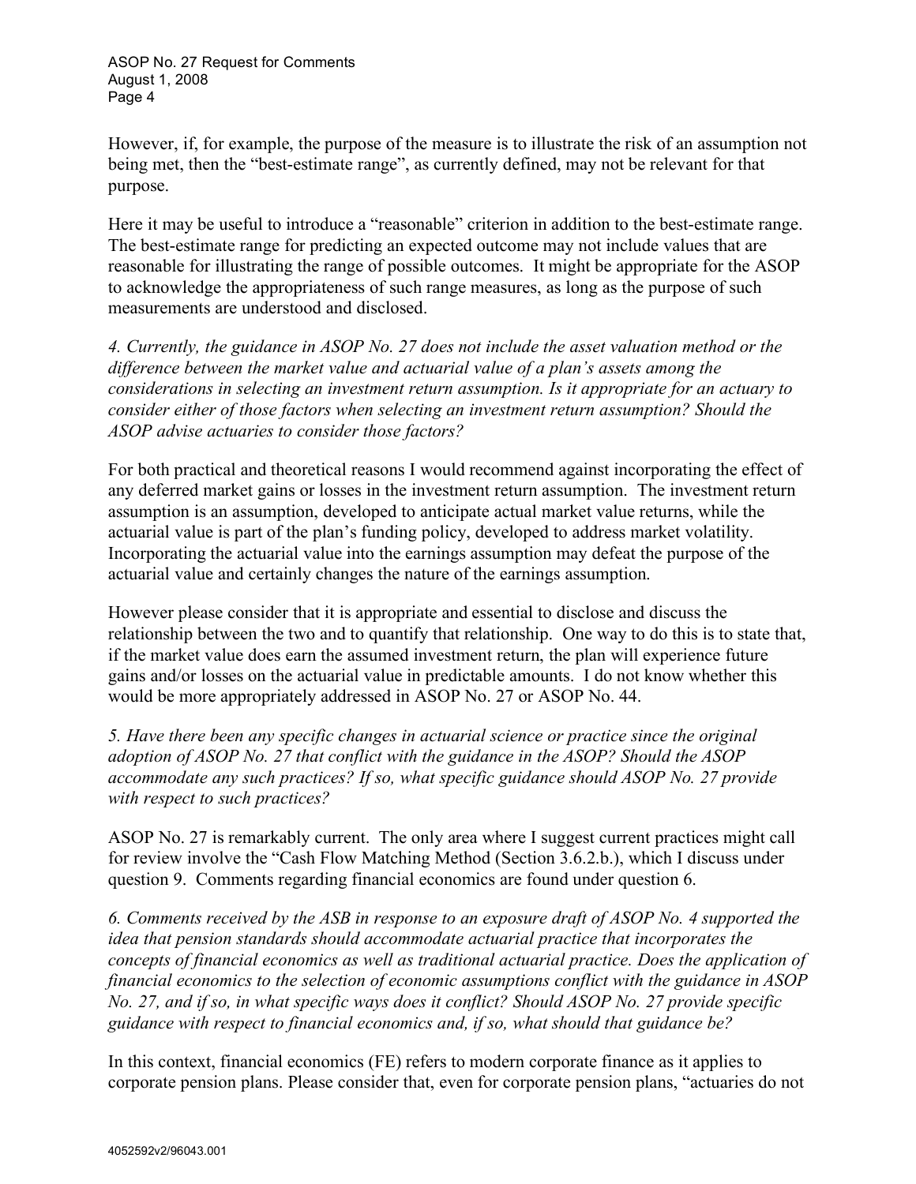However, if, for example, the purpose of the measure is to illustrate the risk of an assumption not being met, then the "best-estimate range", as currently defined, may not be relevant for that purpose.

Here it may be useful to introduce a "reasonable" criterion in addition to the best-estimate range. The best-estimate range for predicting an expected outcome may not include values that are reasonable for illustrating the range of possible outcomes. It might be appropriate for the ASOP to acknowledge the appropriateness of such range measures, as long as the purpose of such measurements are understood and disclosed.

*4. Currently, the guidance in ASOP No. 27 does not include the asset valuation method or the difference between the market value and actuarial value of a plan's assets among the considerations in selecting an investment return assumption. Is it appropriate for an actuary to consider either of those factors when selecting an investment return assumption? Should the ASOP advise actuaries to consider those factors?*

For both practical and theoretical reasons I would recommend against incorporating the effect of any deferred market gains or losses in the investment return assumption. The investment return assumption is an assumption, developed to anticipate actual market value returns, while the actuarial value is part of the plan's funding policy, developed to address market volatility. Incorporating the actuarial value into the earnings assumption may defeat the purpose of the actuarial value and certainly changes the nature of the earnings assumption.

However please consider that it is appropriate and essential to disclose and discuss the relationship between the two and to quantify that relationship. One way to do this is to state that, if the market value does earn the assumed investment return, the plan will experience future gains and/or losses on the actuarial value in predictable amounts. I do not know whether this would be more appropriately addressed in ASOP No. 27 or ASOP No. 44.

*5. Have there been any specific changes in actuarial science or practice since the original adoption of ASOP No. 27 that conflict with the guidance in the ASOP? Should the ASOP accommodate any such practices? If so, what specific guidance should ASOP No. 27 provide with respect to such practices?*

ASOP No. 27 is remarkably current. The only area where I suggest current practices might call for review involve the "Cash Flow Matching Method (Section 3.6.2.b.), which I discuss under question 9. Comments regarding financial economics are found under question 6.

*6. Comments received by the ASB in response to an exposure draft of ASOP No. 4 supported the idea that pension standards should accommodate actuarial practice that incorporates the concepts of financial economics as well as traditional actuarial practice. Does the application of financial economics to the selection of economic assumptions conflict with the guidance in ASOP No. 27, and if so, in what specific ways does it conflict? Should ASOP No. 27 provide specific guidance with respect to financial economics and, if so, what should that guidance be?*

In this context, financial economics (FE) refers to modern corporate finance as it applies to corporate pension plans. Please consider that, even for corporate pension plans, "actuaries do not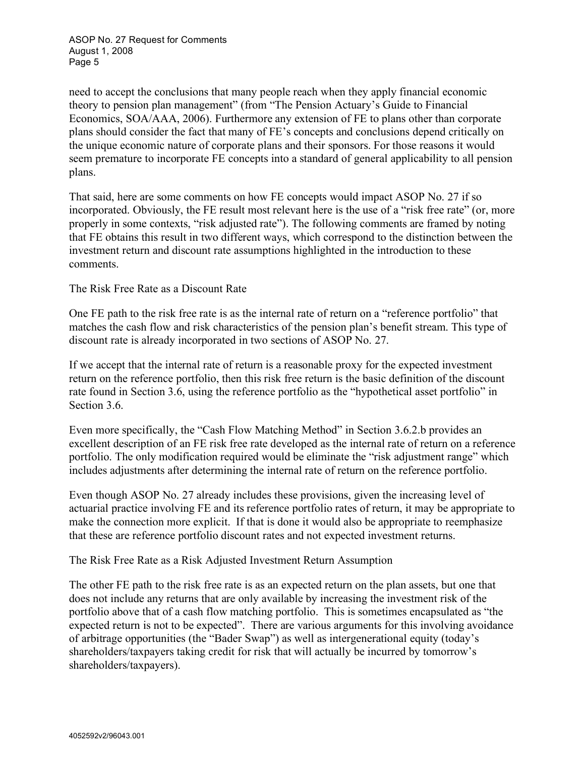need to accept the conclusions that many people reach when they apply financial economic theory to pension plan management" (from "The Pension Actuary's Guide to Financial Economics, SOA/AAA, 2006). Furthermore any extension of FE to plans other than corporate plans should consider the fact that many of FE's concepts and conclusions depend critically on the unique economic nature of corporate plans and their sponsors. For those reasons it would seem premature to incorporate FE concepts into a standard of general applicability to all pension plans.

That said, here are some comments on how FE concepts would impact ASOP No. 27 if so incorporated. Obviously, the FE result most relevant here is the use of a "risk free rate" (or, more properly in some contexts, "risk adjusted rate"). The following comments are framed by noting that FE obtains this result in two different ways, which correspond to the distinction between the investment return and discount rate assumptions highlighted in the introduction to these comments.

The Risk Free Rate as a Discount Rate

One FE path to the risk free rate is as the internal rate of return on a "reference portfolio" that matches the cash flow and risk characteristics of the pension plan's benefit stream. This type of discount rate is already incorporated in two sections of ASOP No. 27.

If we accept that the internal rate of return is a reasonable proxy for the expected investment return on the reference portfolio, then this risk free return is the basic definition of the discount rate found in Section 3.6, using the reference portfolio as the "hypothetical asset portfolio" in Section 3.6.

Even more specifically, the "Cash Flow Matching Method" in Section 3.6.2.b provides an excellent description of an FE risk free rate developed as the internal rate of return on a reference portfolio. The only modification required would be eliminate the "risk adjustment range" which includes adjustments after determining the internal rate of return on the reference portfolio.

Even though ASOP No. 27 already includes these provisions, given the increasing level of actuarial practice involving FE and its reference portfolio rates of return, it may be appropriate to make the connection more explicit. If that is done it would also be appropriate to reemphasize that these are reference portfolio discount rates and not expected investment returns.

The Risk Free Rate as a Risk Adjusted Investment Return Assumption

The other FE path to the risk free rate is as an expected return on the plan assets, but one that does not include any returns that are only available by increasing the investment risk of the portfolio above that of a cash flow matching portfolio. This is sometimes encapsulated as "the expected return is not to be expected". There are various arguments for this involving avoidance of arbitrage opportunities (the "Bader Swap") as well as intergenerational equity (today's shareholders/taxpayers taking credit for risk that will actually be incurred by tomorrow's shareholders/taxpayers).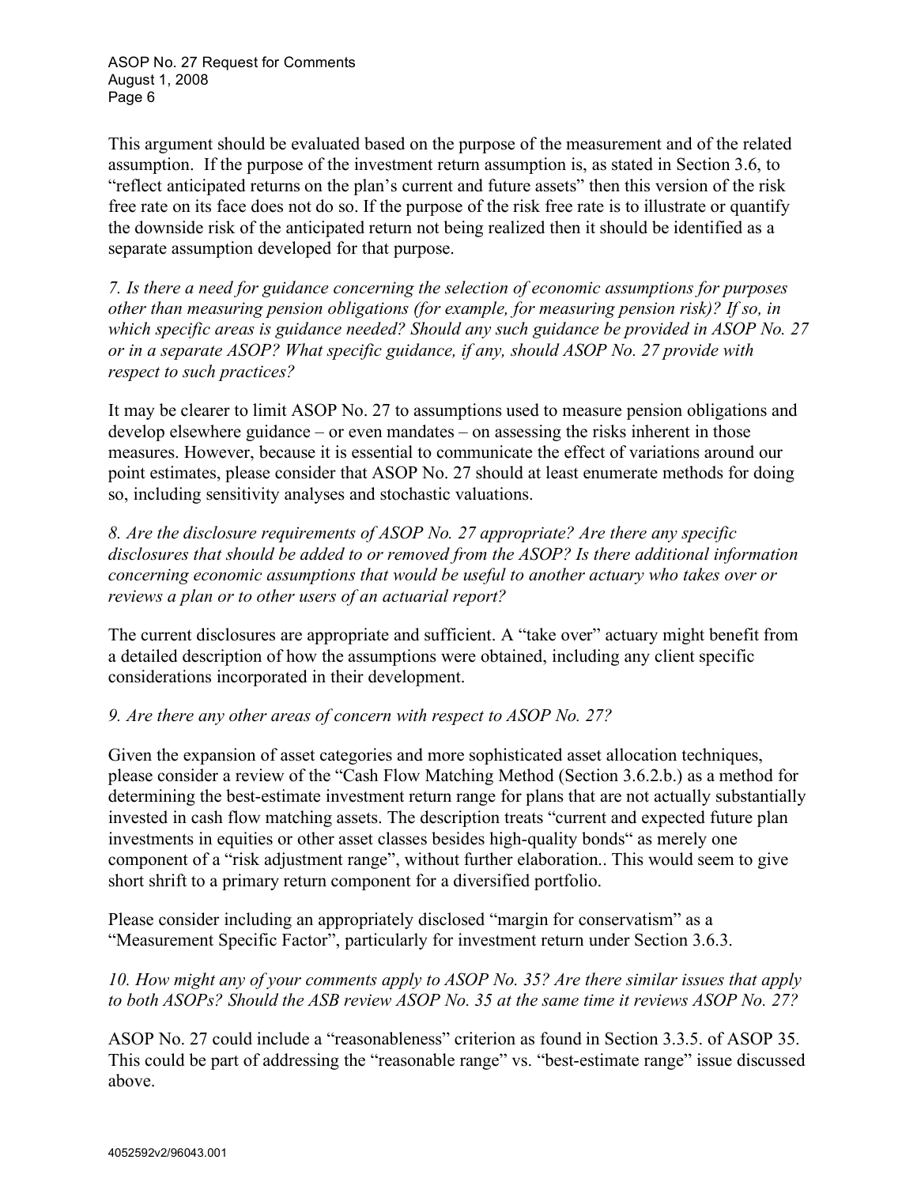This argument should be evaluated based on the purpose of the measurement and of the related assumption. If the purpose of the investment return assumption is, as stated in Section 3.6, to "reflect anticipated returns on the plan's current and future assets" then this version of the risk free rate on its face does not do so. If the purpose of the risk free rate is to illustrate or quantify the downside risk of the anticipated return not being realized then it should be identified as a separate assumption developed for that purpose.

*7. Is there a need for guidance concerning the selection of economic assumptions for purposes other than measuring pension obligations (for example, for measuring pension risk)? If so, in which specific areas is guidance needed? Should any such guidance be provided in ASOP No. 27 or in a separate ASOP? What specific guidance, if any, should ASOP No. 27 provide with respect to such practices?*

It may be clearer to limit ASOP No. 27 to assumptions used to measure pension obligations and develop elsewhere guidance – or even mandates – on assessing the risks inherent in those measures. However, because it is essential to communicate the effect of variations around our point estimates, please consider that ASOP No. 27 should at least enumerate methods for doing so, including sensitivity analyses and stochastic valuations.

*8. Are the disclosure requirements of ASOP No. 27 appropriate? Are there any specific disclosures that should be added to or removed from the ASOP? Is there additional information concerning economic assumptions that would be useful to another actuary who takes over or reviews a plan or to other users of an actuarial report?*

The current disclosures are appropriate and sufficient. A "take over" actuary might benefit from a detailed description of how the assumptions were obtained, including any client specific considerations incorporated in their development.

*9. Are there any other areas of concern with respect to ASOP No. 27?*

Given the expansion of asset categories and more sophisticated asset allocation techniques, please consider a review of the "Cash Flow Matching Method (Section 3.6.2.b.) as a method for determining the best-estimate investment return range for plans that are not actually substantially invested in cash flow matching assets. The description treats "current and expected future plan investments in equities or other asset classes besides high-quality bonds" as merely one component of a "risk adjustment range", without further elaboration.. This would seem to give short shrift to a primary return component for a diversified portfolio.

Please consider including an appropriately disclosed "margin for conservatism" as a "Measurement Specific Factor", particularly for investment return under Section 3.6.3.

*10. How might any of your comments apply to ASOP No. 35? Are there similar issues that apply to both ASOPs? Should the ASB review ASOP No. 35 at the same time it reviews ASOP No. 27?*

ASOP No. 27 could include a "reasonableness" criterion as found in Section 3.3.5. of ASOP 35. This could be part of addressing the "reasonable range" vs. "best-estimate range" issue discussed above.

4052592v2/96043.001